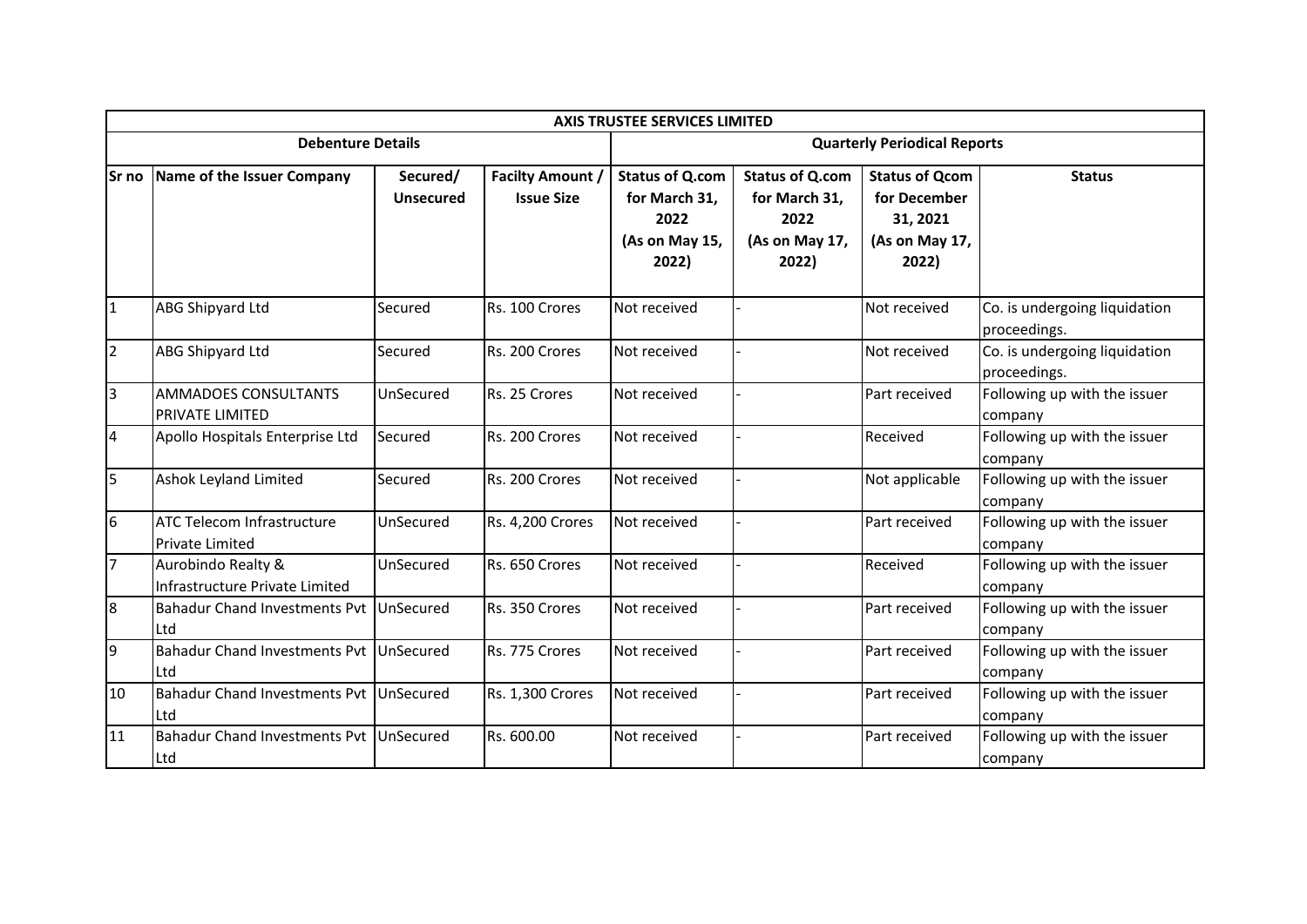| AXIS TRUSTEE SERVICES LIMITED | | | | | | | |
|---|---|---|---|---|---|---|---|
| Debenture Details | | | | Quarterly Periodical Reports | | | |
| Sr no | Name of the Issuer Company | Secured/ Unsecured | Facilty Amount / Issue Size | Status of Q.com for March 31, 2022 (As on May 15, 2022) | Status of Q.com for March 31, 2022 (As on May 17, 2022) | Status of Qcom for December 31, 2021 (As on May 17, 2022) | Status |
| 1 | ABG Shipyard Ltd | Secured | Rs. 100 Crores | Not received | - | Not received | Co. is undergoing liquidation proceedings. |
| 2 | ABG Shipyard Ltd | Secured | Rs. 200 Crores | Not received | - | Not received | Co. is undergoing liquidation proceedings. |
| 3 | AMMADOES CONSULTANTS PRIVATE LIMITED | UnSecured | Rs. 25 Crores | Not received | - | Part received | Following up with the issuer company |
| 4 | Apollo Hospitals Enterprise Ltd | Secured | Rs. 200 Crores | Not received | - | Received | Following up with the issuer company |
| 5 | Ashok Leyland Limited | Secured | Rs. 200 Crores | Not received | - | Not applicable | Following up with the issuer company |
| 6 | ATC Telecom Infrastructure Private Limited | UnSecured | Rs. 4,200 Crores | Not received | - | Part received | Following up with the issuer company |
| 7 | Aurobindo Realty & Infrastructure Private Limited | UnSecured | Rs. 650 Crores | Not received | - | Received | Following up with the issuer company |
| 8 | Bahadur Chand Investments Pvt Ltd | UnSecured | Rs. 350 Crores | Not received | - | Part received | Following up with the issuer company |
| 9 | Bahadur Chand Investments Pvt Ltd | UnSecured | Rs. 775 Crores | Not received | - | Part received | Following up with the issuer company |
| 10 | Bahadur Chand Investments Pvt Ltd | UnSecured | Rs. 1,300 Crores | Not received | - | Part received | Following up with the issuer company |
| 11 | Bahadur Chand Investments Pvt Ltd | UnSecured | Rs. 600.00 | Not received | - | Part received | Following up with the issuer company |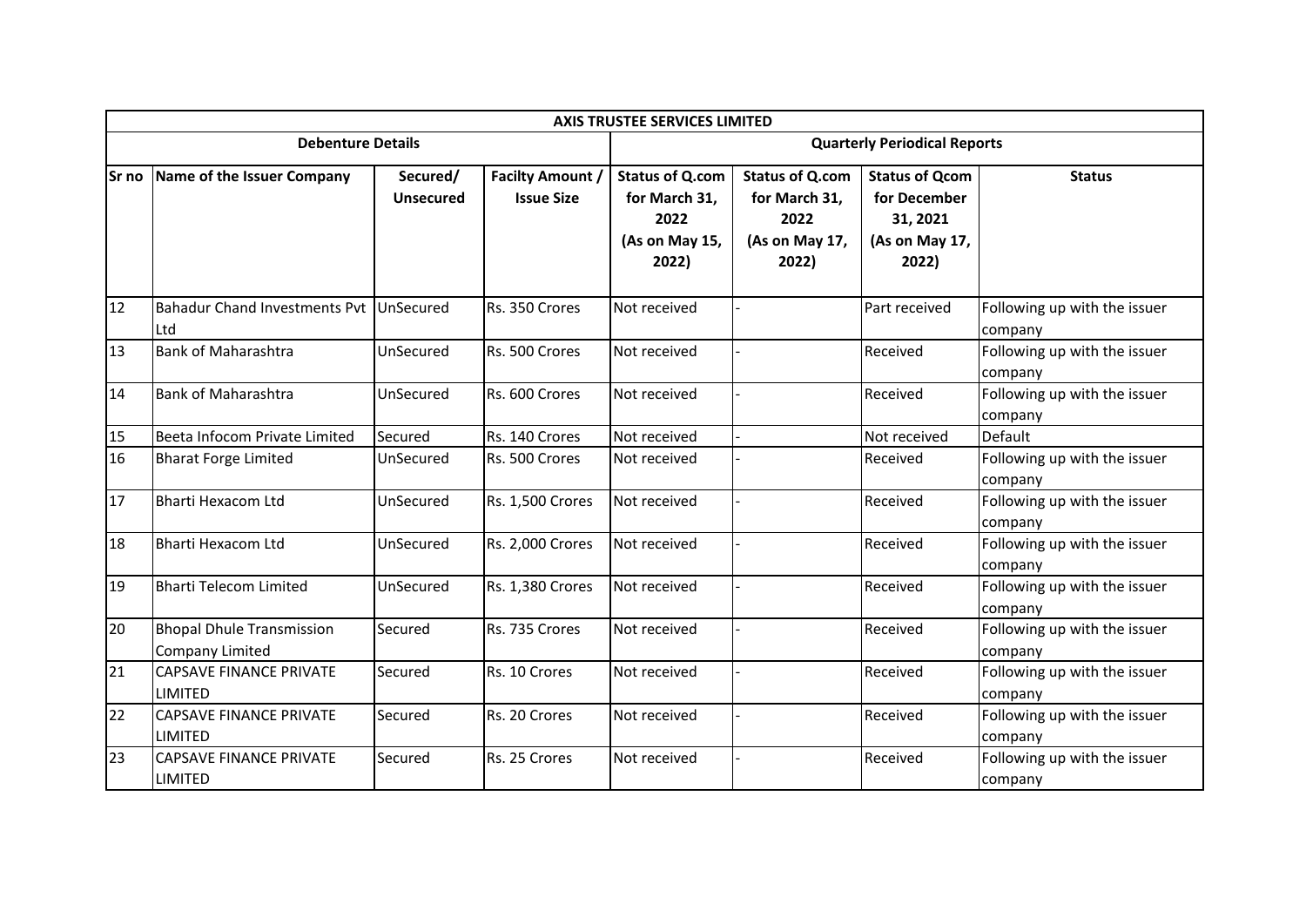| AXIS TRUSTEE SERVICES LIMITED | | | | | | | |
|---|---|---|---|---|---|---|---|
| **Debenture Details** | | | | **Quarterly Periodical Reports** | | | |
| **Sr no** | **Name of the Issuer Company** | **Secured/ Unsecured** | **Facilty Amount / Issue Size** | **Status of Q.com for March 31, 2022 (As on May 15, 2022)** | **Status of Q.com for March 31, 2022 (As on May 17, 2022)** | **Status of Qcom for December 31, 2021 (As on May 17, 2022)** | **Status** |
| 12 | Bahadur Chand Investments Pvt Ltd | UnSecured | Rs. 350 Crores | Not received | - | Part received | Following up with the issuer company |
| 13 | Bank of Maharashtra | UnSecured | Rs. 500 Crores | Not received | - | Received | Following up with the issuer company |
| 14 | Bank of Maharashtra | UnSecured | Rs. 600 Crores | Not received | - | Received | Following up with the issuer company |
| 15 | Beeta Infocom Private Limited | Secured | Rs. 140 Crores | Not received | - | Not received | Default |
| 16 | Bharat Forge Limited | UnSecured | Rs. 500 Crores | Not received | - | Received | Following up with the issuer company |
| 17 | Bharti Hexacom Ltd | UnSecured | Rs. 1,500 Crores | Not received | - | Received | Following up with the issuer company |
| 18 | Bharti Hexacom Ltd | UnSecured | Rs. 2,000 Crores | Not received | - | Received | Following up with the issuer company |
| 19 | Bharti Telecom Limited | UnSecured | Rs. 1,380 Crores | Not received | - | Received | Following up with the issuer company |
| 20 | Bhopal Dhule Transmission Company Limited | Secured | Rs. 735 Crores | Not received | - | Received | Following up with the issuer company |
| 21 | CAPSAVE FINANCE PRIVATE LIMITED | Secured | Rs. 10 Crores | Not received | - | Received | Following up with the issuer company |
| 22 | CAPSAVE FINANCE PRIVATE LIMITED | Secured | Rs. 20 Crores | Not received | - | Received | Following up with the issuer company |
| 23 | CAPSAVE FINANCE PRIVATE LIMITED | Secured | Rs. 25 Crores | Not received | - | Received | Following up with the issuer company |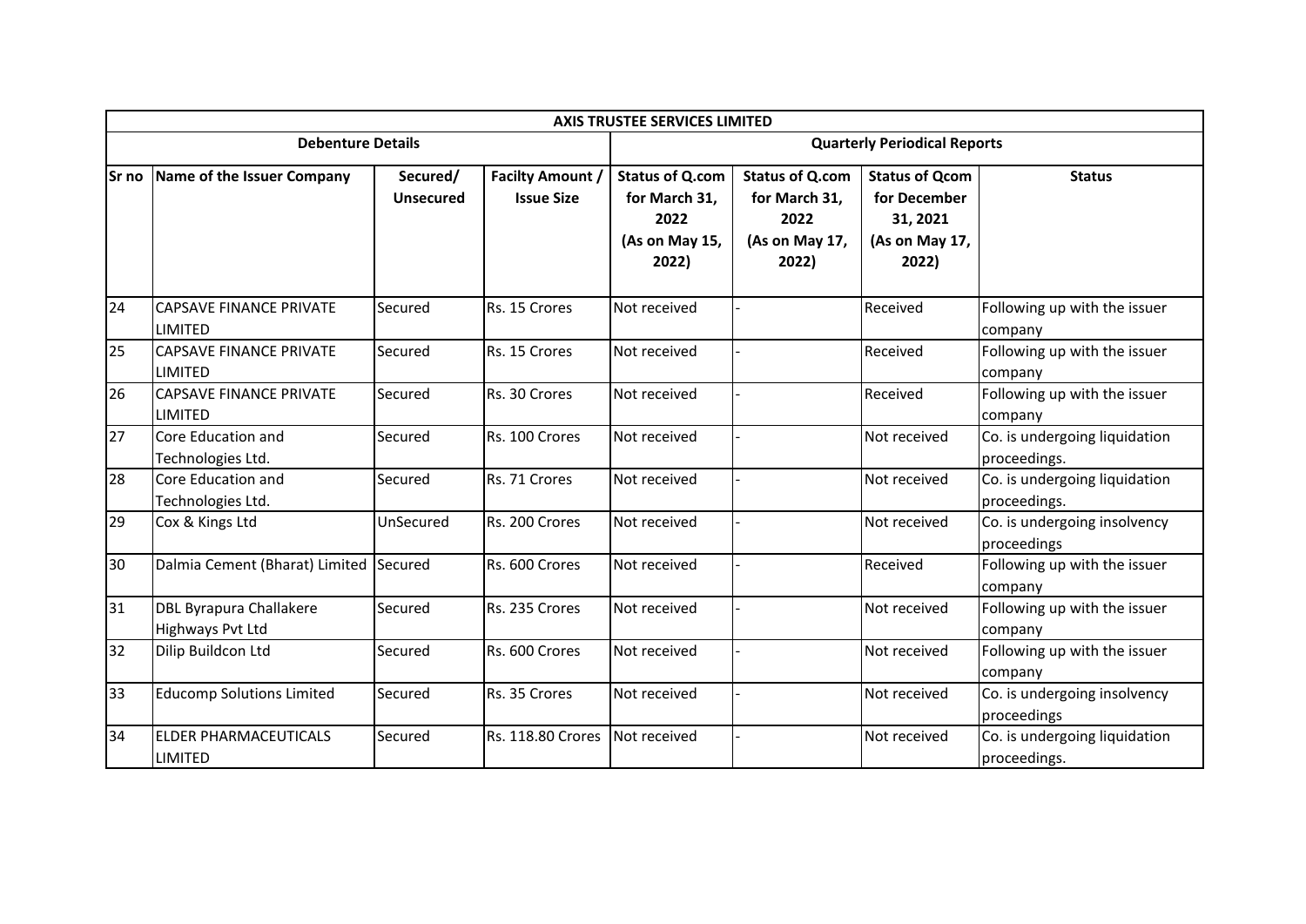| AXIS TRUSTEE SERVICES LIMITED | | | | | | | |
|---|---|---|---|---|---|---|---|
| **Debenture Details** | | | | **Quarterly Periodical Reports** | | | |
| **Sr no** | **Name of the Issuer Company** | **Secured/ Unsecured** | **Facilty Amount / Issue Size** | **Status of Q.com for March 31, 2022 (As on May 15, 2022)** | **Status of Q.com for March 31, 2022 (As on May 17, 2022)** | **Status of Qcom for December 31, 2021 (As on May 17, 2022)** | **Status** |
| 24 | CAPSAVE FINANCE PRIVATE LIMITED | Secured | Rs. 15 Crores | Not received | - | Received | Following up with the issuer company |
| 25 | CAPSAVE FINANCE PRIVATE LIMITED | Secured | Rs. 15 Crores | Not received | - | Received | Following up with the issuer company |
| 26 | CAPSAVE FINANCE PRIVATE LIMITED | Secured | Rs. 30 Crores | Not received | - | Received | Following up with the issuer company |
| 27 | Core Education and Technologies Ltd. | Secured | Rs. 100 Crores | Not received | - | Not received | Co. is undergoing liquidation proceedings. |
| 28 | Core Education and Technologies Ltd. | Secured | Rs. 71 Crores | Not received | - | Not received | Co. is undergoing liquidation proceedings. |
| 29 | Cox & Kings Ltd | UnSecured | Rs. 200 Crores | Not received | - | Not received | Co. is undergoing insolvency proceedings |
| 30 | Dalmia Cement (Bharat) Limited | Secured | Rs. 600 Crores | Not received | - | Received | Following up with the issuer company |
| 31 | DBL Byrapura Challakere Highways Pvt Ltd | Secured | Rs. 235 Crores | Not received | - | Not received | Following up with the issuer company |
| 32 | Dilip Buildcon Ltd | Secured | Rs. 600 Crores | Not received | - | Not received | Following up with the issuer company |
| 33 | Educomp Solutions Limited | Secured | Rs. 35 Crores | Not received | - | Not received | Co. is undergoing insolvency proceedings |
| 34 | ELDER PHARMACEUTICALS LIMITED | Secured | Rs. 118.80 Crores | Not received | - | Not received | Co. is undergoing liquidation proceedings. |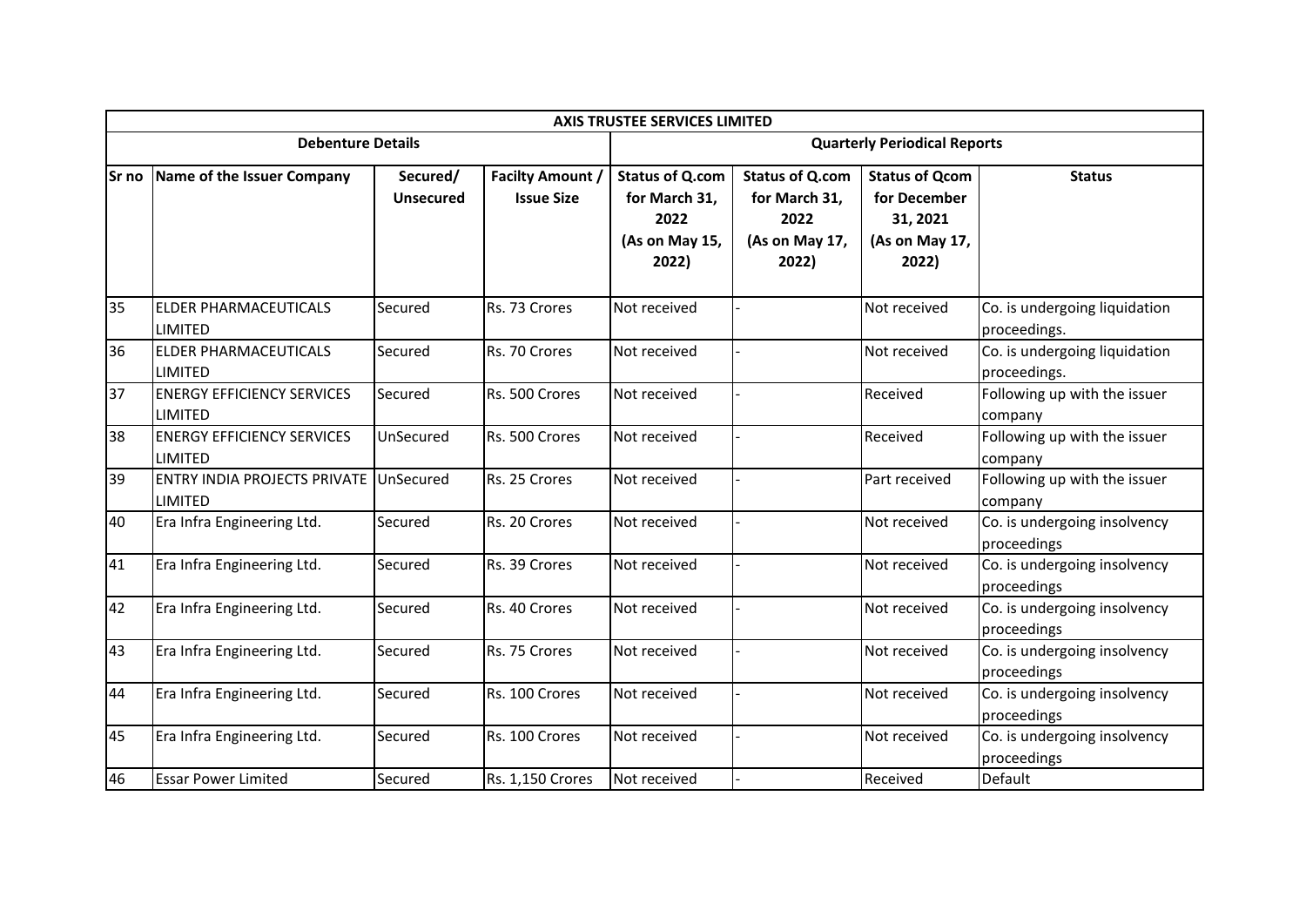| AXIS TRUSTEE SERVICES LIMITED | | | | | | | |
|---|---|---|---|---|---|---|---|
| **Debenture Details** | | | | **Quarterly Periodical Reports** | | | |
| **Sr no** | **Name of the Issuer Company** | **Secured/ Unsecured** | **Facilty Amount / Issue Size** | **Status of Q.com for March 31, 2022 (As on May 15, 2022)** | **Status of Q.com for March 31, 2022 (As on May 17, 2022)** | **Status of Qcom for December 31, 2021 (As on May 17, 2022)** | **Status** |
| 35 | ELDER PHARMACEUTICALS LIMITED | Secured | Rs. 73 Crores | Not received | - | Not received | Co. is undergoing liquidation proceedings. |
| 36 | ELDER PHARMACEUTICALS LIMITED | Secured | Rs. 70 Crores | Not received | - | Not received | Co. is undergoing liquidation proceedings. |
| 37 | ENERGY EFFICIENCY SERVICES LIMITED | Secured | Rs. 500 Crores | Not received | - | Received | Following up with the issuer company |
| 38 | ENERGY EFFICIENCY SERVICES LIMITED | UnSecured | Rs. 500 Crores | Not received | - | Received | Following up with the issuer company |
| 39 | ENTRY INDIA PROJECTS PRIVATE LIMITED | UnSecured | Rs. 25 Crores | Not received | - | Part received | Following up with the issuer company |
| 40 | Era Infra Engineering Ltd. | Secured | Rs. 20 Crores | Not received | - | Not received | Co. is undergoing insolvency proceedings |
| 41 | Era Infra Engineering Ltd. | Secured | Rs. 39 Crores | Not received | - | Not received | Co. is undergoing insolvency proceedings |
| 42 | Era Infra Engineering Ltd. | Secured | Rs. 40 Crores | Not received | - | Not received | Co. is undergoing insolvency proceedings |
| 43 | Era Infra Engineering Ltd. | Secured | Rs. 75 Crores | Not received | - | Not received | Co. is undergoing insolvency proceedings |
| 44 | Era Infra Engineering Ltd. | Secured | Rs. 100 Crores | Not received | - | Not received | Co. is undergoing insolvency proceedings |
| 45 | Era Infra Engineering Ltd. | Secured | Rs. 100 Crores | Not received | - | Not received | Co. is undergoing insolvency proceedings |
| 46 | Essar Power Limited | Secured | Rs. 1,150 Crores | Not received | - | Received | Default |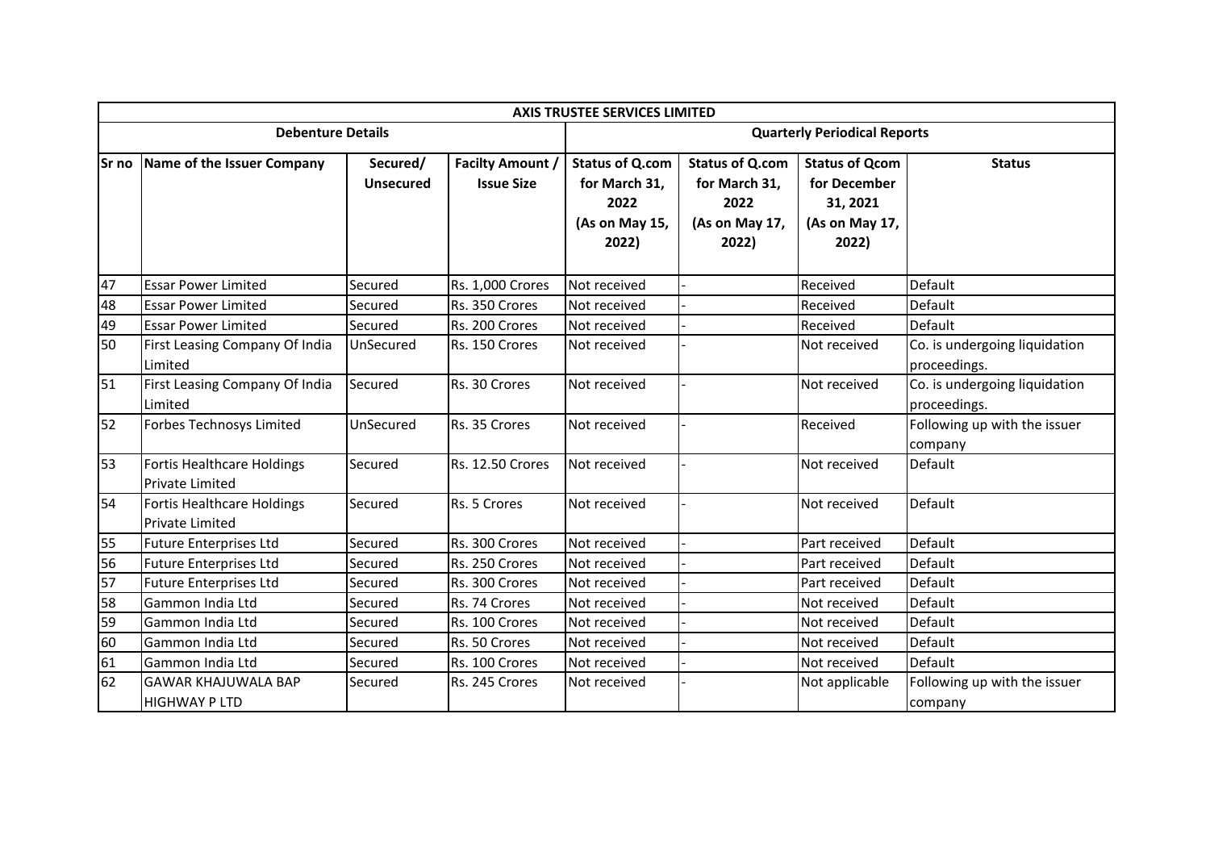| AXIS TRUSTEE SERVICES LIMITED | | | | | | | |
|---|---|---|---|---|---|---|---|
| Debenture Details | | | | Quarterly Periodical Reports | | | |
| Sr no | Name of the Issuer Company | Secured/ Unsecured | Facilty Amount / Issue Size | Status of Q.com for March 31, 2022 (As on May 15, 2022) | Status of Q.com for March 31, 2022 (As on May 17, 2022) | Status of Qcom for December 31, 2021 (As on May 17, 2022) | Status |
| 47 | Essar Power Limited | Secured | Rs. 1,000 Crores | Not received | - | Received | Default |
| 48 | Essar Power Limited | Secured | Rs. 350 Crores | Not received | - | Received | Default |
| 49 | Essar Power Limited | Secured | Rs. 200 Crores | Not received | - | Received | Default |
| 50 | First Leasing Company Of India Limited | UnSecured | Rs. 150 Crores | Not received | - | Not received | Co. is undergoing liquidation proceedings. |
| 51 | First Leasing Company Of India Limited | Secured | Rs. 30 Crores | Not received | - | Not received | Co. is undergoing liquidation proceedings. |
| 52 | Forbes Technosys Limited | UnSecured | Rs. 35 Crores | Not received | - | Received | Following up with the issuer company |
| 53 | Fortis Healthcare Holdings Private Limited | Secured | Rs. 12.50 Crores | Not received | - | Not received | Default |
| 54 | Fortis Healthcare Holdings Private Limited | Secured | Rs. 5 Crores | Not received | - | Not received | Default |
| 55 | Future Enterprises Ltd | Secured | Rs. 300 Crores | Not received | - | Part received | Default |
| 56 | Future Enterprises Ltd | Secured | Rs. 250 Crores | Not received | - | Part received | Default |
| 57 | Future Enterprises Ltd | Secured | Rs. 300 Crores | Not received | - | Part received | Default |
| 58 | Gammon India Ltd | Secured | Rs. 74 Crores | Not received | - | Not received | Default |
| 59 | Gammon India Ltd | Secured | Rs. 100 Crores | Not received | - | Not received | Default |
| 60 | Gammon India Ltd | Secured | Rs. 50 Crores | Not received | - | Not received | Default |
| 61 | Gammon India Ltd | Secured | Rs. 100 Crores | Not received | - | Not received | Default |
| 62 | GAWAR KHAJUWALA BAP HIGHWAY P LTD | Secured | Rs. 245 Crores | Not received | - | Not applicable | Following up with the issuer company |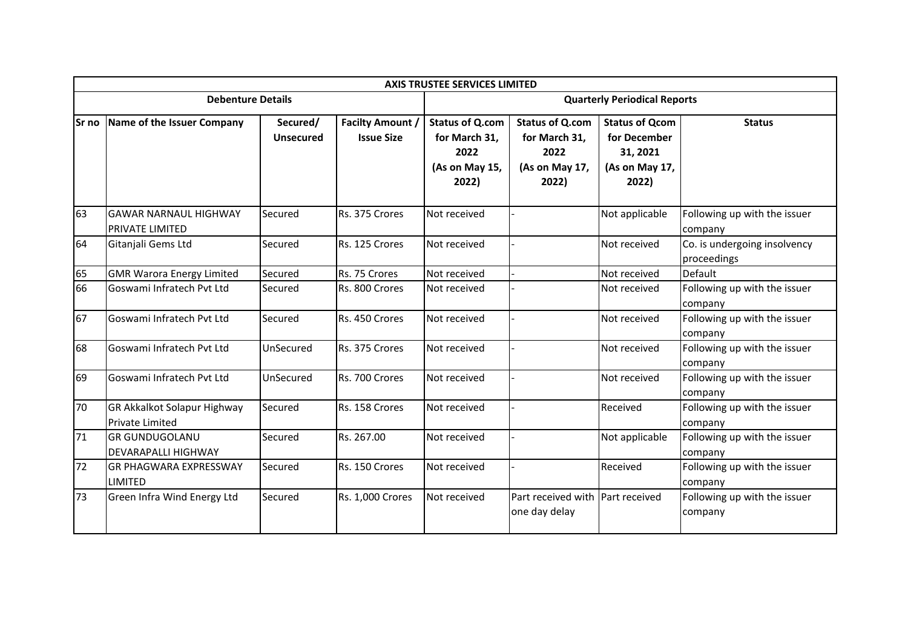| AXIS TRUSTEE SERVICES LIMITED | | | | | | | |
|---|---|---|---|---|---|---|---|
| Debenture Details | | | | Quarterly Periodical Reports | | | |
| Sr no | Name of the Issuer Company | Secured/ Unsecured | Facilty Amount / Issue Size | Status of Q.com for March 31, 2022 (As on May 15, 2022) | Status of Q.com for March 31, 2022 (As on May 17, 2022) | Status of Qcom for December 31, 2021 (As on May 17, 2022) | Status |
| 63 | GAWAR NARNAUL HIGHWAY PRIVATE LIMITED | Secured | Rs. 375 Crores | Not received | - | Not applicable | Following up with the issuer company |
| 64 | Gitanjali Gems Ltd | Secured | Rs. 125 Crores | Not received | - | Not received | Co. is undegoing insolvency proceedings |
| 65 | GMR Warora Energy Limited | Secured | Rs. 75 Crores | Not received | - | Not received | Default |
| 66 | Goswami Infratech Pvt Ltd | Secured | Rs. 800 Crores | Not received | - | Not received | Following up with the issuer company |
| 67 | Goswami Infratech Pvt Ltd | Secured | Rs. 450 Crores | Not received | - | Not received | Following up with the issuer company |
| 68 | Goswami Infratech Pvt Ltd | UnSecured | Rs. 375 Crores | Not received | - | Not received | Following up with the issuer company |
| 69 | Goswami Infratech Pvt Ltd | UnSecured | Rs. 700 Crores | Not received | - | Not received | Following up with the issuer company |
| 70 | GR Akkalkot Solapur Highway Private Limited | Secured | Rs. 158 Crores | Not received | - | Received | Following up with the issuer company |
| 71 | GR GUNDUGOLANU DEVARAPALLI HIGHWAY | Secured | Rs. 267.00 | Not received | - | Not applicable | Following up with the issuer company |
| 72 | GR PHAGWARA EXPRESSWAY LIMITED | Secured | Rs. 150 Crores | Not received | - | Received | Following up with the issuer company |
| 73 | Green Infra Wind Energy Ltd | Secured | Rs. 1,000 Crores | Not received | Part received with one day delay | Part received | Following up with the issuer company |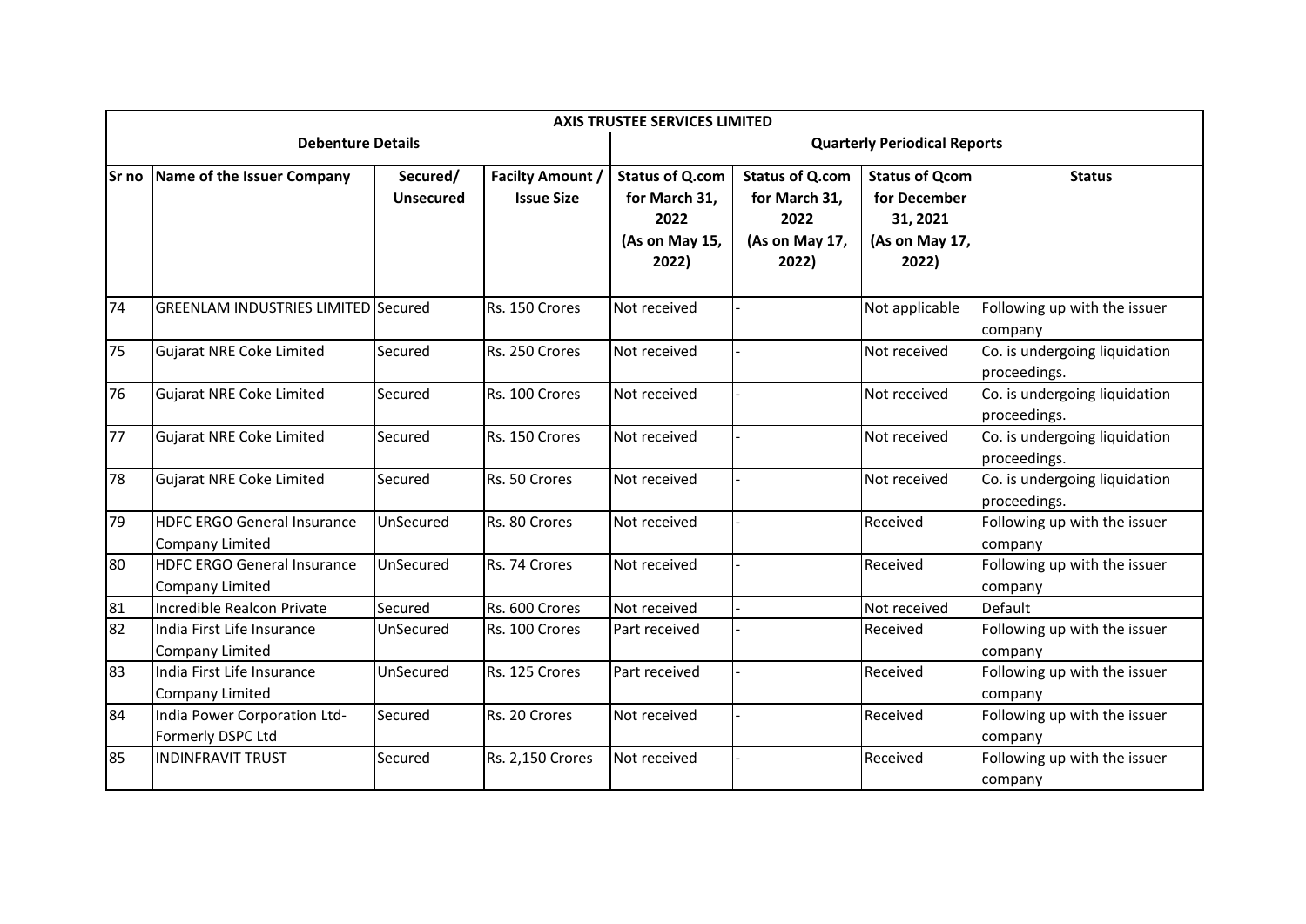| AXIS TRUSTEE SERVICES LIMITED | | | | | | | |
|---|---|---|---|---|---|---|---|
| Debenture Details | | | | Quarterly Periodical Reports | | | |
| Sr no | Name of the Issuer Company | Secured/ Unsecured | Facilty Amount / Issue Size | Status of Q.com for March 31, 2022 (As on May 15, 2022) | Status of Q.com for March 31, 2022 (As on May 17, 2022) | Status of Qcom for December 31, 2021 (As on May 17, 2022) | Status |
| 74 | GREENLAM INDUSTRIES LIMITED | Secured | Rs. 150 Crores | Not received | - | Not applicable | Following up with the issuer company |
| 75 | Gujarat NRE Coke Limited | Secured | Rs. 250 Crores | Not received | - | Not received | Co. is undergoing liquidation proceedings. |
| 76 | Gujarat NRE Coke Limited | Secured | Rs. 100 Crores | Not received | - | Not received | Co. is undergoing liquidation proceedings. |
| 77 | Gujarat NRE Coke Limited | Secured | Rs. 150 Crores | Not received | - | Not received | Co. is undergoing liquidation proceedings. |
| 78 | Gujarat NRE Coke Limited | Secured | Rs. 50 Crores | Not received | - | Not received | Co. is undergoing liquidation proceedings. |
| 79 | HDFC ERGO General Insurance Company Limited | UnSecured | Rs. 80 Crores | Not received | - | Received | Following up with the issuer company |
| 80 | HDFC ERGO General Insurance Company Limited | UnSecured | Rs. 74 Crores | Not received | - | Received | Following up with the issuer company |
| 81 | Incredible Realcon Private | Secured | Rs. 600 Crores | Not received | - | Not received | Default |
| 82 | India First Life Insurance Company Limited | UnSecured | Rs. 100 Crores | Part received | - | Received | Following up with the issuer company |
| 83 | India First Life Insurance Company Limited | UnSecured | Rs. 125 Crores | Part received | - | Received | Following up with the issuer company |
| 84 | India Power Corporation Ltd- Formerly DSPC Ltd | Secured | Rs. 20 Crores | Not received | - | Received | Following up with the issuer company |
| 85 | INDINFRAVIT TRUST | Secured | Rs. 2,150 Crores | Not received | - | Received | Following up with the issuer company |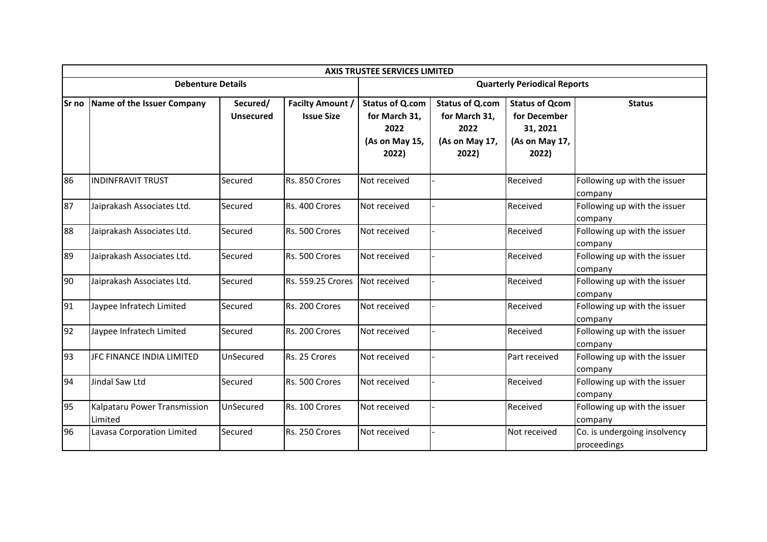| AXIS TRUSTEE SERVICES LIMITED | | | | | | | |
|---|---|---|---|---|---|---|---|
| **Debenture Details** | | | | **Quarterly Periodical Reports** | | | |
| **Sr no** | **Name of the Issuer Company** | **Secured/ Unsecured** | **Facilty Amount / Issue Size** | **Status of Q.com for March 31, 2022 (As on May 15, 2022)** | **Status of Q.com for March 31, 2022 (As on May 17, 2022)** | **Status of Qcom for December 31, 2021 (As on May 17, 2022)** | **Status** |
| 86 | INDINFRAVIT TRUST | Secured | Rs. 850 Crores | Not received | - | Received | Following up with the issuer company |
| 87 | Jaiprakash Associates Ltd. | Secured | Rs. 400 Crores | Not received | - | Received | Following up with the issuer company |
| 88 | Jaiprakash Associates Ltd. | Secured | Rs. 500 Crores | Not received | - | Received | Following up with the issuer company |
| 89 | Jaiprakash Associates Ltd. | Secured | Rs. 500 Crores | Not received | - | Received | Following up with the issuer company |
| 90 | Jaiprakash Associates Ltd. | Secured | Rs. 559.25 Crores | Not received | - | Received | Following up with the issuer company |
| 91 | Jaypee Infratech Limited | Secured | Rs. 200 Crores | Not received | - | Received | Following up with the issuer company |
| 92 | Jaypee Infratech Limited | Secured | Rs. 200 Crores | Not received | - | Received | Following up with the issuer company |
| 93 | JFC FINANCE INDIA LIMITED | UnSecured | Rs. 25 Crores | Not received | - | Part received | Following up with the issuer company |
| 94 | Jindal Saw Ltd | Secured | Rs. 500 Crores | Not received | - | Received | Following up with the issuer company |
| 95 | Kalpataru Power Transmission Limited | UnSecured | Rs. 100 Crores | Not received | - | Received | Following up with the issuer company |
| 96 | Lavasa Corporation Limited | Secured | Rs. 250 Crores | Not received | - | Not received | Co. is undergoing insolvency proceedings |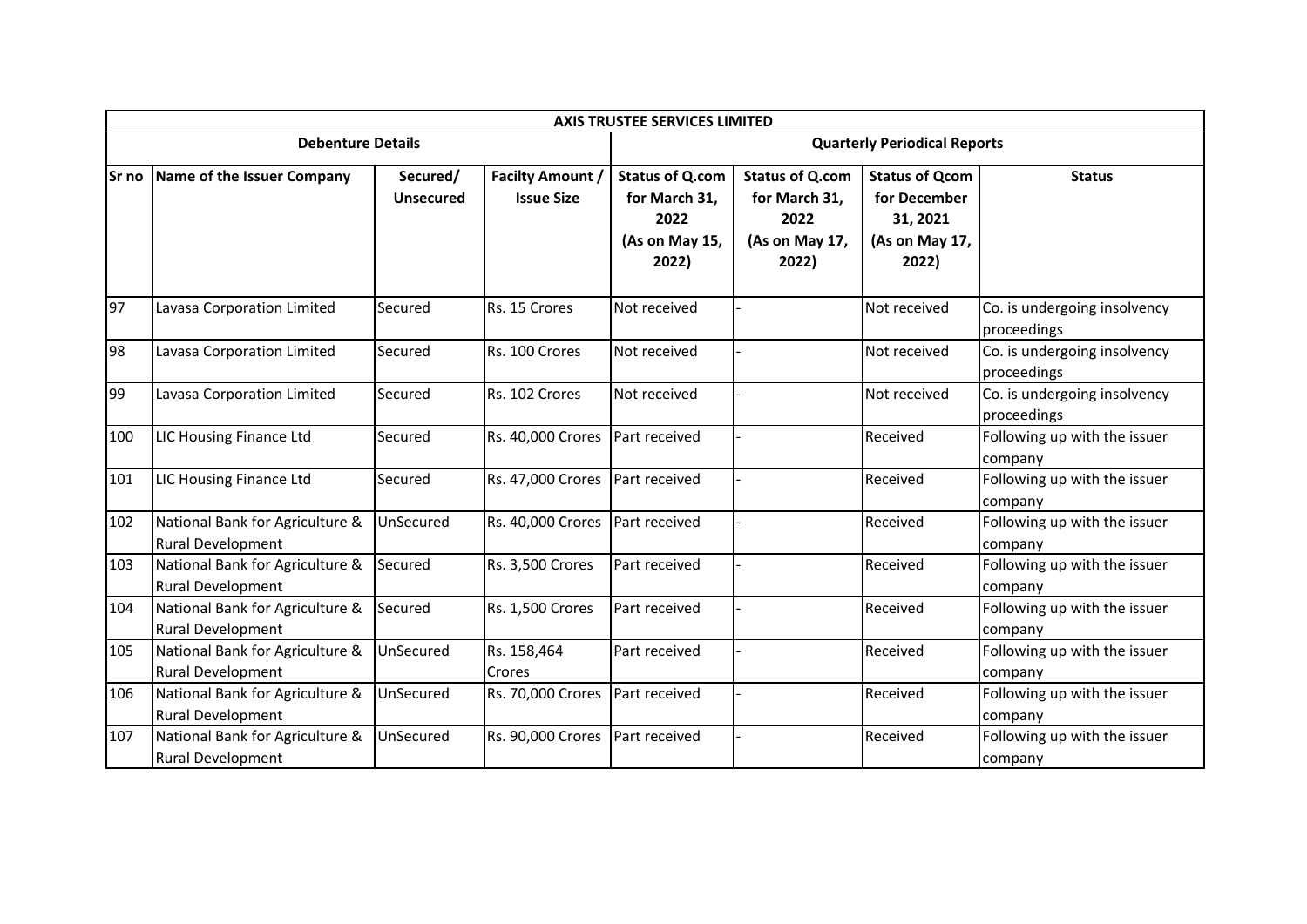| AXIS TRUSTEE SERVICES LIMITED | | | | | | | |
|---|---|---|---|---|---|---|---|
| **Debenture Details** | | | | **Quarterly Periodical Reports** | | | |
| **Sr no** | **Name of the Issuer Company** | **Secured/ Unsecured** | **Facilty Amount / Issue Size** | **Status of Q.com for March 31, 2022 (As on May 15, 2022)** | **Status of Q.com for March 31, 2022 (As on May 17, 2022)** | **Status of Qcom for December 31, 2021 (As on May 17, 2022)** | **Status** |
| 97 | Lavasa Corporation Limited | Secured | Rs. 15 Crores | Not received | - | Not received | Co. is undergoing insolvency proceedings |
| 98 | Lavasa Corporation Limited | Secured | Rs. 100 Crores | Not received | - | Not received | Co. is undergoing insolvency proceedings |
| 99 | Lavasa Corporation Limited | Secured | Rs. 102 Crores | Not received | - | Not received | Co. is undergoing insolvency proceedings |
| 100 | LIC Housing Finance Ltd | Secured | Rs. 40,000 Crores | Part received | - | Received | Following up with the issuer company |
| 101 | LIC Housing Finance Ltd | Secured | Rs. 47,000 Crores | Part received | - | Received | Following up with the issuer company |
| 102 | National Bank for Agriculture & Rural Development | UnSecured | Rs. 40,000 Crores | Part received | - | Received | Following up with the issuer company |
| 103 | National Bank for Agriculture & Rural Development | Secured | Rs. 3,500 Crores | Part received | - | Received | Following up with the issuer company |
| 104 | National Bank for Agriculture & Rural Development | Secured | Rs. 1,500 Crores | Part received | - | Received | Following up with the issuer company |
| 105 | National Bank for Agriculture & Rural Development | UnSecured | Rs. 158,464 Crores | Part received | - | Received | Following up with the issuer company |
| 106 | National Bank for Agriculture & Rural Development | UnSecured | Rs. 70,000 Crores | Part received | - | Received | Following up with the issuer company |
| 107 | National Bank for Agriculture & Rural Development | UnSecured | Rs. 90,000 Crores | Part received | - | Received | Following up with the issuer company |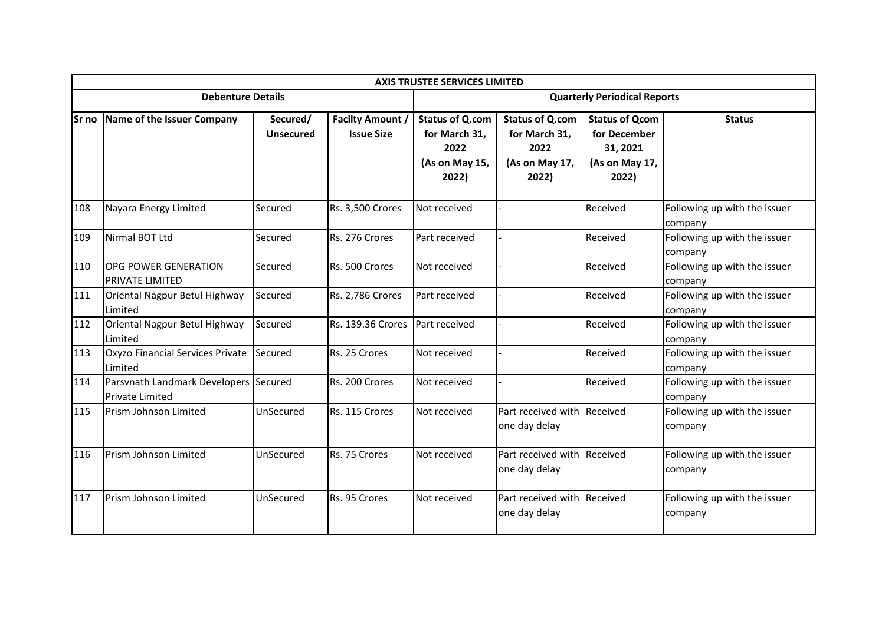| AXIS TRUSTEE SERVICES LIMITED | | | | | | | |
|---|---|---|---|---|---|---|---|
| Debenture Details | | | | Quarterly Periodical Reports | | | |
| Sr no | Name of the Issuer Company | Secured/ Unsecured | Facilty Amount / Issue Size | Status of Q.com for March 31, 2022 (As on May 15, 2022) | Status of Q.com for March 31, 2022 (As on May 17, 2022) | Status of Qcom for December 31, 2021 (As on May 17, 2022) | Status |
| 108 | Nayara Energy Limited | Secured | Rs. 3,500 Crores | Not received | - | Received | Following up with the issuer company |
| 109 | Nirmal BOT Ltd | Secured | Rs. 276 Crores | Part received | - | Received | Following up with the issuer company |
| 110 | OPG POWER GENERATION PRIVATE LIMITED | Secured | Rs. 500 Crores | Not received | - | Received | Following up with the issuer company |
| 111 | Oriental Nagpur Betul Highway Limited | Secured | Rs. 2,786 Crores | Part received | - | Received | Following up with the issuer company |
| 112 | Oriental Nagpur Betul Highway Limited | Secured | Rs. 139.36 Crores | Part received | - | Received | Following up with the issuer company |
| 113 | Oxyzo Financial Services Private Limited | Secured | Rs. 25 Crores | Not received | - | Received | Following up with the issuer company |
| 114 | Parsvnath Landmark Developers Private Limited | Secured | Rs. 200 Crores | Not received | - | Received | Following up with the issuer company |
| 115 | Prism Johnson Limited | UnSecured | Rs. 115 Crores | Not received | Part received with one day delay | Received | Following up with the issuer company |
| 116 | Prism Johnson Limited | UnSecured | Rs. 75 Crores | Not received | Part received with one day delay | Received | Following up with the issuer company |
| 117 | Prism Johnson Limited | UnSecured | Rs. 95 Crores | Not received | Part received with one day delay | Received | Following up with the issuer company |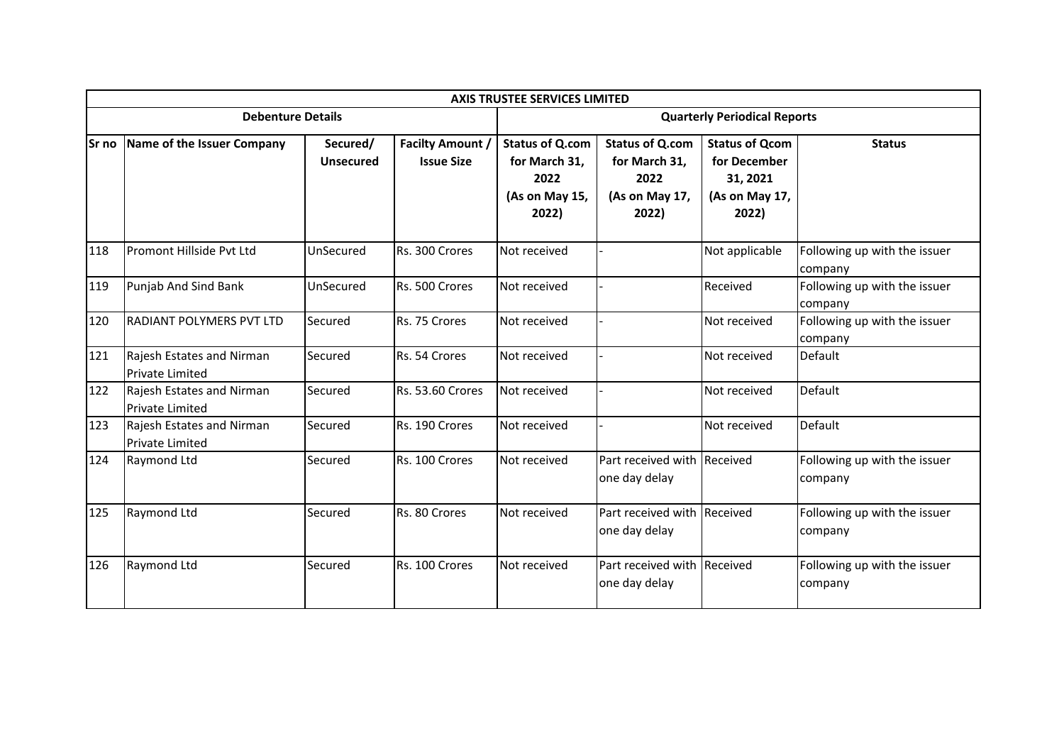| AXIS TRUSTEE SERVICES LIMITED | | | | | | | |
|---|---|---|---|---|---|---|---|
| Debenture Details | | | | Quarterly Periodical Reports | | | |
| Sr no | Name of the Issuer Company | Secured/ Unsecured | Facilty Amount / Issue Size | Status of Q.com for March 31, 2022 (As on May 15, 2022) | Status of Q.com for March 31, 2022 (As on May 17, 2022) | Status of Qcom for December 31, 2021 (As on May 17, 2022) | Status |
| 118 | Promont Hillside Pvt Ltd | UnSecured | Rs. 300 Crores | Not received | - | Not applicable | Following up with the issuer company |
| 119 | Punjab And Sind Bank | UnSecured | Rs. 500 Crores | Not received | - | Received | Following up with the issuer company |
| 120 | RADIANT POLYMERS PVT LTD | Secured | Rs. 75 Crores | Not received | - | Not received | Following up with the issuer company |
| 121 | Rajesh Estates and Nirman Private Limited | Secured | Rs. 54 Crores | Not received | - | Not received | Default |
| 122 | Rajesh Estates and Nirman Private Limited | Secured | Rs. 53.60 Crores | Not received | - | Not received | Default |
| 123 | Rajesh Estates and Nirman Private Limited | Secured | Rs. 190 Crores | Not received | - | Not received | Default |
| 124 | Raymond Ltd | Secured | Rs. 100 Crores | Not received | Part received with one day delay | Received | Following up with the issuer company |
| 125 | Raymond Ltd | Secured | Rs. 80 Crores | Not received | Part received with one day delay | Received | Following up with the issuer company |
| 126 | Raymond Ltd | Secured | Rs. 100 Crores | Not received | Part received with one day delay | Received | Following up with the issuer company |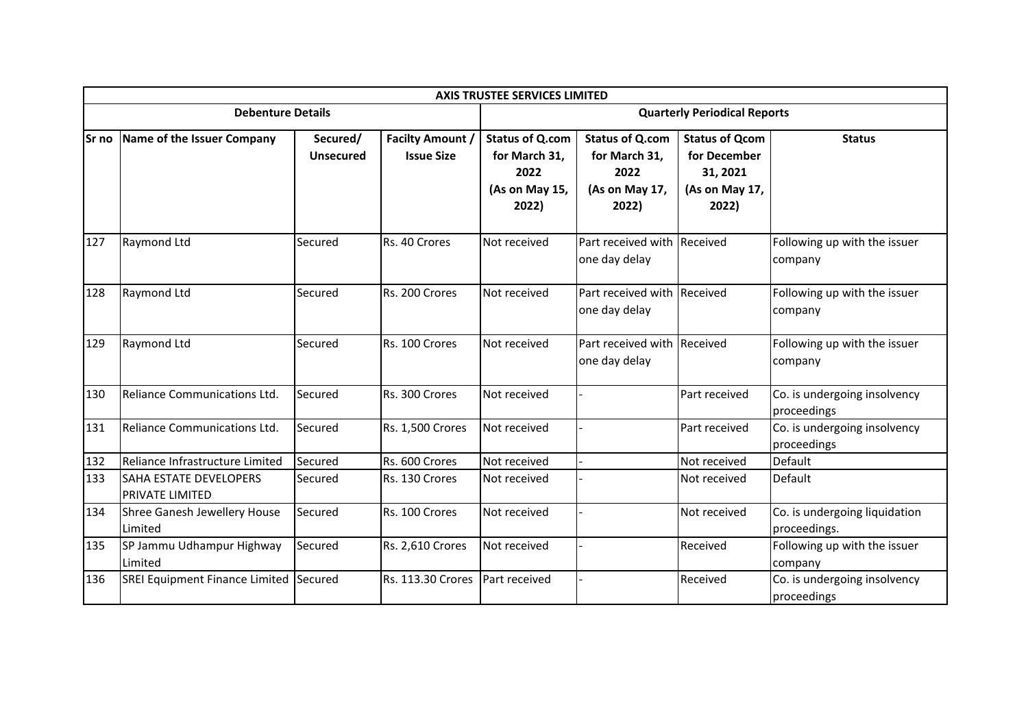| AXIS TRUSTEE SERVICES LIMITED | | | | | | | |
|---|---|---|---|---|---|---|---|
| **Debenture Details** | | | | **Quarterly Periodical Reports** | | | |
| **Sr no** | **Name of the Issuer Company** | **Secured/ Unsecured** | **Facilty Amount / Issue Size** | **Status of Q.com for March 31, 2022 (As on May 15, 2022)** | **Status of Q.com for March 31, 2022 (As on May 17, 2022)** | **Status of Qcom for December 31, 2021 (As on May 17, 2022)** | **Status** |
| 127 | Raymond Ltd | Secured | Rs. 40 Crores | Not received | Part received with one day delay | Received | Following up with the issuer company |
| 128 | Raymond Ltd | Secured | Rs. 200 Crores | Not received | Part received with one day delay | Received | Following up with the issuer company |
| 129 | Raymond Ltd | Secured | Rs. 100 Crores | Not received | Part received with one day delay | Received | Following up with the issuer company |
| 130 | Reliance Communications Ltd. | Secured | Rs. 300 Crores | Not received | - | Part received | Co. is undergoing insolvency proceedings |
| 131 | Reliance Communications Ltd. | Secured | Rs. 1,500 Crores | Not received | - | Part received | Co. is undergoing insolvency proceedings |
| 132 | Reliance Infrastructure Limited | Secured | Rs. 600 Crores | Not received | - | Not received | Default |
| 133 | SAHA ESTATE DEVELOPERS PRIVATE LIMITED | Secured | Rs. 130 Crores | Not received | - | Not received | Default |
| 134 | Shree Ganesh Jewellery House Limited | Secured | Rs. 100 Crores | Not received | - | Not received | Co. is undergoing liquidation proceedings. |
| 135 | SP Jammu Udhampur Highway Limited | Secured | Rs. 2,610 Crores | Not received | - | Received | Following up with the issuer company |
| 136 | SREI Equipment Finance Limited | Secured | Rs. 113.30 Crores | Part received | - | Received | Co. is undergoing insolvency proceedings |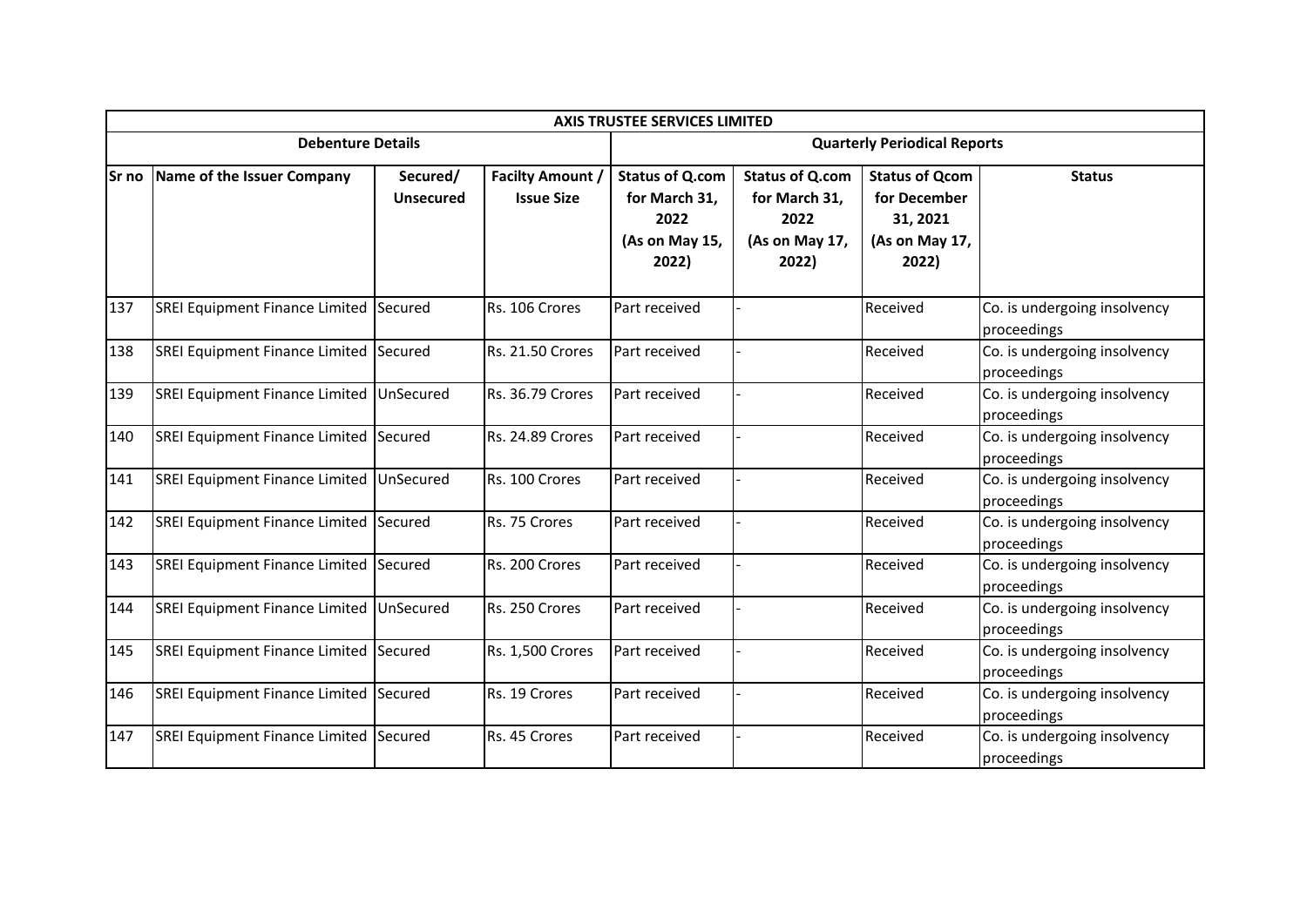| AXIS TRUSTEE SERVICES LIMITED | | | | | | | |
|---|---|---|---|---|---|---|---|
| Debenture Details | | | | Quarterly Periodical Reports | | | |
| Sr no | Name of the Issuer Company | Secured/ Unsecured | Facilty Amount / Issue Size | Status of Q.com for March 31, 2022 (As on May 15, 2022) | Status of Q.com for March 31, 2022 (As on May 17, 2022) | Status of Qcom for December 31, 2021 (As on May 17, 2022) | Status |
| 137 | SREI Equipment Finance Limited | Secured | Rs. 106 Crores | Part received | - | Received | Co. is undergoing insolvency proceedings |
| 138 | SREI Equipment Finance Limited | Secured | Rs. 21.50 Crores | Part received | - | Received | Co. is undergoing insolvency proceedings |
| 139 | SREI Equipment Finance Limited | UnSecured | Rs. 36.79 Crores | Part received | - | Received | Co. is undergoing insolvency proceedings |
| 140 | SREI Equipment Finance Limited | Secured | Rs. 24.89 Crores | Part received | - | Received | Co. is undergoing insolvency proceedings |
| 141 | SREI Equipment Finance Limited | UnSecured | Rs. 100 Crores | Part received | - | Received | Co. is undergoing insolvency proceedings |
| 142 | SREI Equipment Finance Limited | Secured | Rs. 75 Crores | Part received | - | Received | Co. is undergoing insolvency proceedings |
| 143 | SREI Equipment Finance Limited | Secured | Rs. 200 Crores | Part received | - | Received | Co. is undergoing insolvency proceedings |
| 144 | SREI Equipment Finance Limited | UnSecured | Rs. 250 Crores | Part received | - | Received | Co. is undergoing insolvency proceedings |
| 145 | SREI Equipment Finance Limited | Secured | Rs. 1,500 Crores | Part received | - | Received | Co. is undergoing insolvency proceedings |
| 146 | SREI Equipment Finance Limited | Secured | Rs. 19 Crores | Part received | - | Received | Co. is undergoing insolvency proceedings |
| 147 | SREI Equipment Finance Limited | Secured | Rs. 45 Crores | Part received | - | Received | Co. is undergoing insolvency proceedings |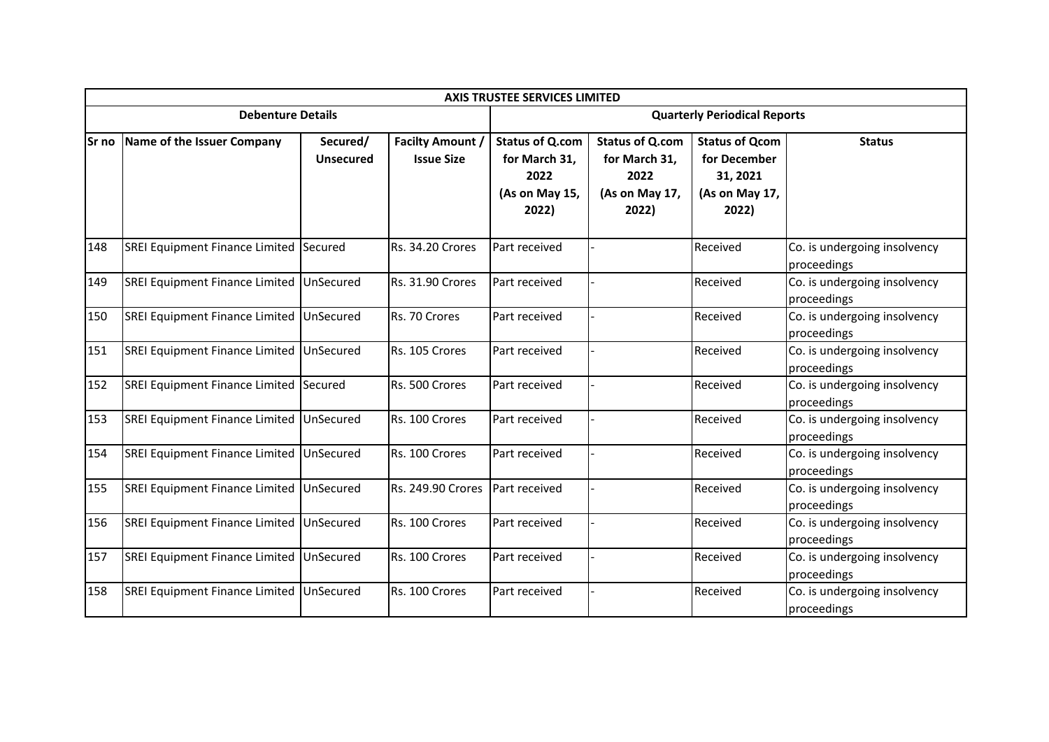| AXIS TRUSTEE SERVICES LIMITED | | | | | | | |
|---|---|---|---|---|---|---|---|
| Debenture Details | | | | Quarterly Periodical Reports | | | |
| Sr no | Name of the Issuer Company | Secured/ Unsecured | Facilty Amount / Issue Size | Status of Q.com for March 31, 2022 (As on May 15, 2022) | Status of Q.com for March 31, 2022 (As on May 17, 2022) | Status of Qcom for December 31, 2021 (As on May 17, 2022) | Status |
| 148 | SREI Equipment Finance Limited | Secured | Rs. 34.20 Crores | Part received | - | Received | Co. is undergoing insolvency proceedings |
| 149 | SREI Equipment Finance Limited | UnSecured | Rs. 31.90 Crores | Part received | - | Received | Co. is undergoing insolvency proceedings |
| 150 | SREI Equipment Finance Limited | UnSecured | Rs. 70 Crores | Part received | - | Received | Co. is undergoing insolvency proceedings |
| 151 | SREI Equipment Finance Limited | UnSecured | Rs. 105 Crores | Part received | - | Received | Co. is undergoing insolvency proceedings |
| 152 | SREI Equipment Finance Limited | Secured | Rs. 500 Crores | Part received | - | Received | Co. is undergoing insolvency proceedings |
| 153 | SREI Equipment Finance Limited | UnSecured | Rs. 100 Crores | Part received | - | Received | Co. is undergoing insolvency proceedings |
| 154 | SREI Equipment Finance Limited | UnSecured | Rs. 100 Crores | Part received | - | Received | Co. is undergoing insolvency proceedings |
| 155 | SREI Equipment Finance Limited | UnSecured | Rs. 249.90 Crores | Part received | - | Received | Co. is undergoing insolvency proceedings |
| 156 | SREI Equipment Finance Limited | UnSecured | Rs. 100 Crores | Part received | - | Received | Co. is undergoing insolvency proceedings |
| 157 | SREI Equipment Finance Limited | UnSecured | Rs. 100 Crores | Part received | - | Received | Co. is undergoing insolvency proceedings |
| 158 | SREI Equipment Finance Limited | UnSecured | Rs. 100 Crores | Part received | - | Received | Co. is undergoing insolvency proceedings |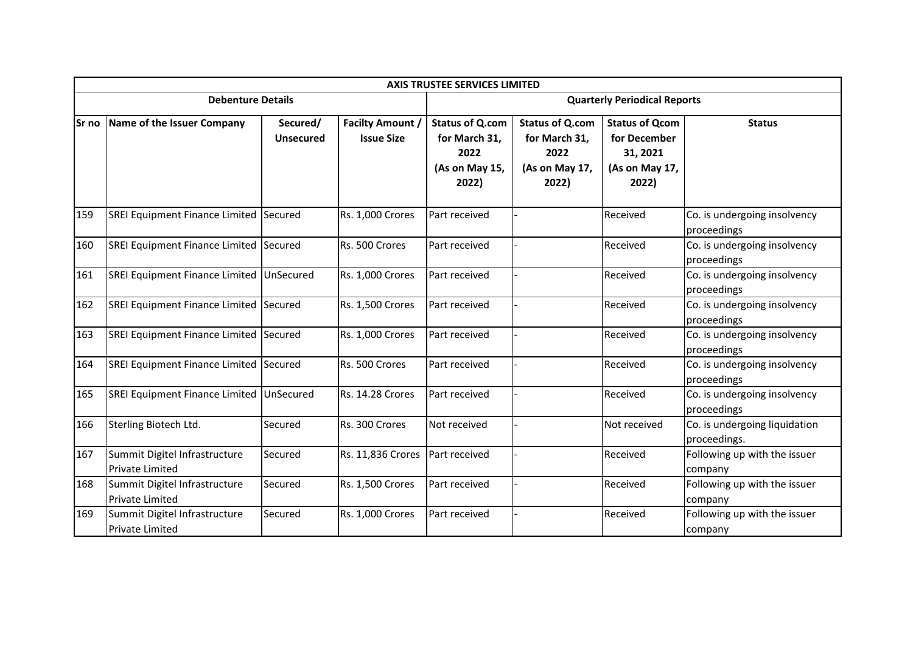| AXIS TRUSTEE SERVICES LIMITED | | | | | | | |
|---|---|---|---|---|---|---|---|
| Debenture Details | | | | Quarterly Periodical Reports | | | |
| Sr no | Name of the Issuer Company | Secured/ Unsecured | Facilty Amount / Issue Size | Status of Q.com for March 31, 2022 (As on May 15, 2022) | Status of Q.com for March 31, 2022 (As on May 17, 2022) | Status of Qcom for December 31, 2021 (As on May 17, 2022) | Status |
| 159 | SREI Equipment Finance Limited | Secured | Rs. 1,000 Crores | Part received | - | Received | Co. is undergoing insolvency proceedings |
| 160 | SREI Equipment Finance Limited | Secured | Rs. 500 Crores | Part received | - | Received | Co. is undergoing insolvency proceedings |
| 161 | SREI Equipment Finance Limited | UnSecured | Rs. 1,000 Crores | Part received | - | Received | Co. is undergoing insolvency proceedings |
| 162 | SREI Equipment Finance Limited | Secured | Rs. 1,500 Crores | Part received | - | Received | Co. is undergoing insolvency proceedings |
| 163 | SREI Equipment Finance Limited | Secured | Rs. 1,000 Crores | Part received | - | Received | Co. is undergoing insolvency proceedings |
| 164 | SREI Equipment Finance Limited | Secured | Rs. 500 Crores | Part received | - | Received | Co. is undergoing insolvency proceedings |
| 165 | SREI Equipment Finance Limited | UnSecured | Rs. 14.28 Crores | Part received | - | Received | Co. is undergoing insolvency proceedings |
| 166 | Sterling Biotech Ltd. | Secured | Rs. 300 Crores | Not received | - | Not received | Co. is undergoing liquidation proceedings. |
| 167 | Summit Digitel Infrastructure Private Limited | Secured | Rs. 11,836 Crores | Part received | - | Received | Following up with the issuer company |
| 168 | Summit Digitel Infrastructure Private Limited | Secured | Rs. 1,500 Crores | Part received | - | Received | Following up with the issuer company |
| 169 | Summit Digitel Infrastructure Private Limited | Secured | Rs. 1,000 Crores | Part received | - | Received | Following up with the issuer company |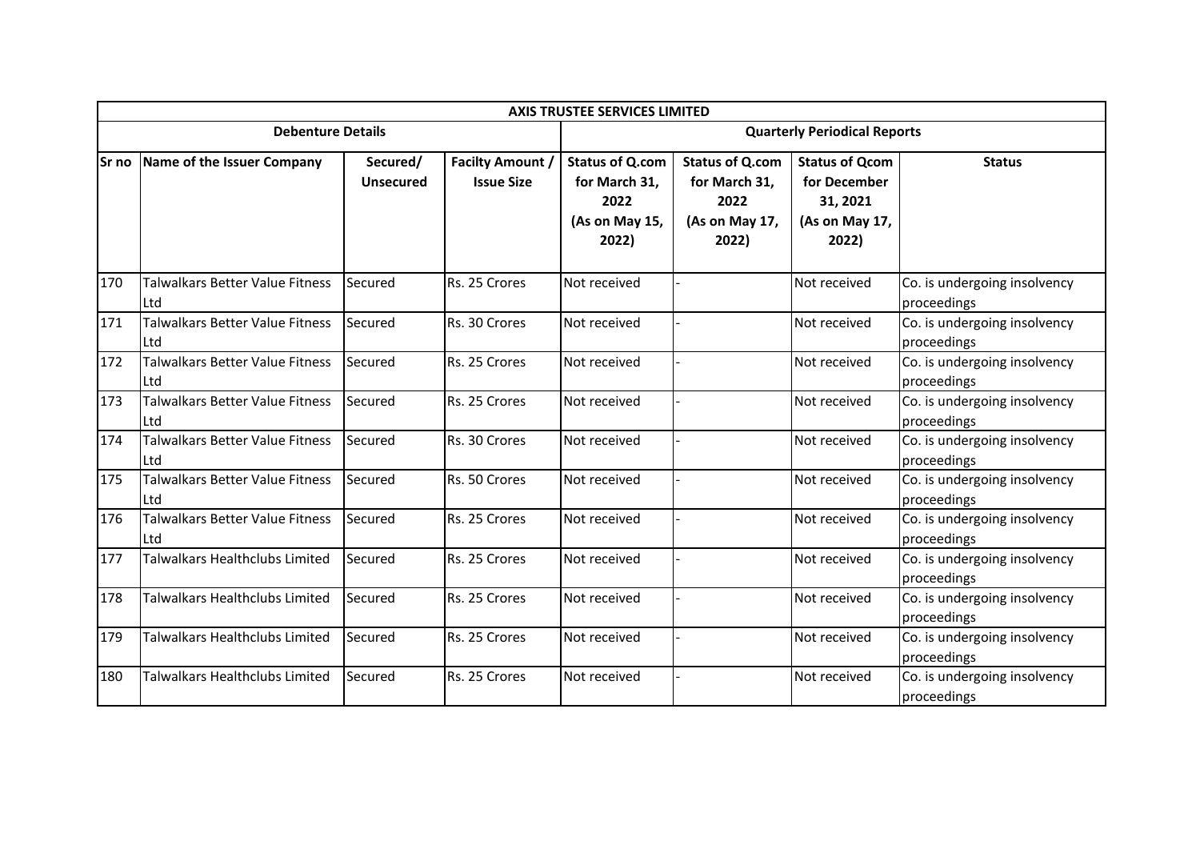| AXIS TRUSTEE SERVICES LIMITED | | | | | | | |
|---|---|---|---|---|---|---|---|
| Debenture Details | | | | Quarterly Periodical Reports | | | |
| Sr no | Name of the Issuer Company | Secured/ Unsecured | Facilty Amount / Issue Size | Status of Q.com for March 31, 2022 (As on May 15, 2022) | Status of Q.com for March 31, 2022 (As on May 17, 2022) | Status of Qcom for December 31, 2021 (As on May 17, 2022) | Status |
| 170 | Talwalkars Better Value Fitness Ltd | Secured | Rs. 25 Crores | Not received | - | Not received | Co. is undergoing insolvency proceedings |
| 171 | Talwalkars Better Value Fitness Ltd | Secured | Rs. 30 Crores | Not received | - | Not received | Co. is undergoing insolvency proceedings |
| 172 | Talwalkars Better Value Fitness Ltd | Secured | Rs. 25 Crores | Not received | - | Not received | Co. is undergoing insolvency proceedings |
| 173 | Talwalkars Better Value Fitness Ltd | Secured | Rs. 25 Crores | Not received | - | Not received | Co. is undergoing insolvency proceedings |
| 174 | Talwalkars Better Value Fitness Ltd | Secured | Rs. 30 Crores | Not received | - | Not received | Co. is undergoing insolvency proceedings |
| 175 | Talwalkars Better Value Fitness Ltd | Secured | Rs. 50 Crores | Not received | - | Not received | Co. is undergoing insolvency proceedings |
| 176 | Talwalkars Better Value Fitness Ltd | Secured | Rs. 25 Crores | Not received | - | Not received | Co. is undergoing insolvency proceedings |
| 177 | Talwalkars Healthclubs Limited | Secured | Rs. 25 Crores | Not received | - | Not received | Co. is undergoing insolvency proceedings |
| 178 | Talwalkars Healthclubs Limited | Secured | Rs. 25 Crores | Not received | - | Not received | Co. is undergoing insolvency proceedings |
| 179 | Talwalkars Healthclubs Limited | Secured | Rs. 25 Crores | Not received | - | Not received | Co. is undergoing insolvency proceedings |
| 180 | Talwalkars Healthclubs Limited | Secured | Rs. 25 Crores | Not received | - | Not received | Co. is undergoing insolvency proceedings |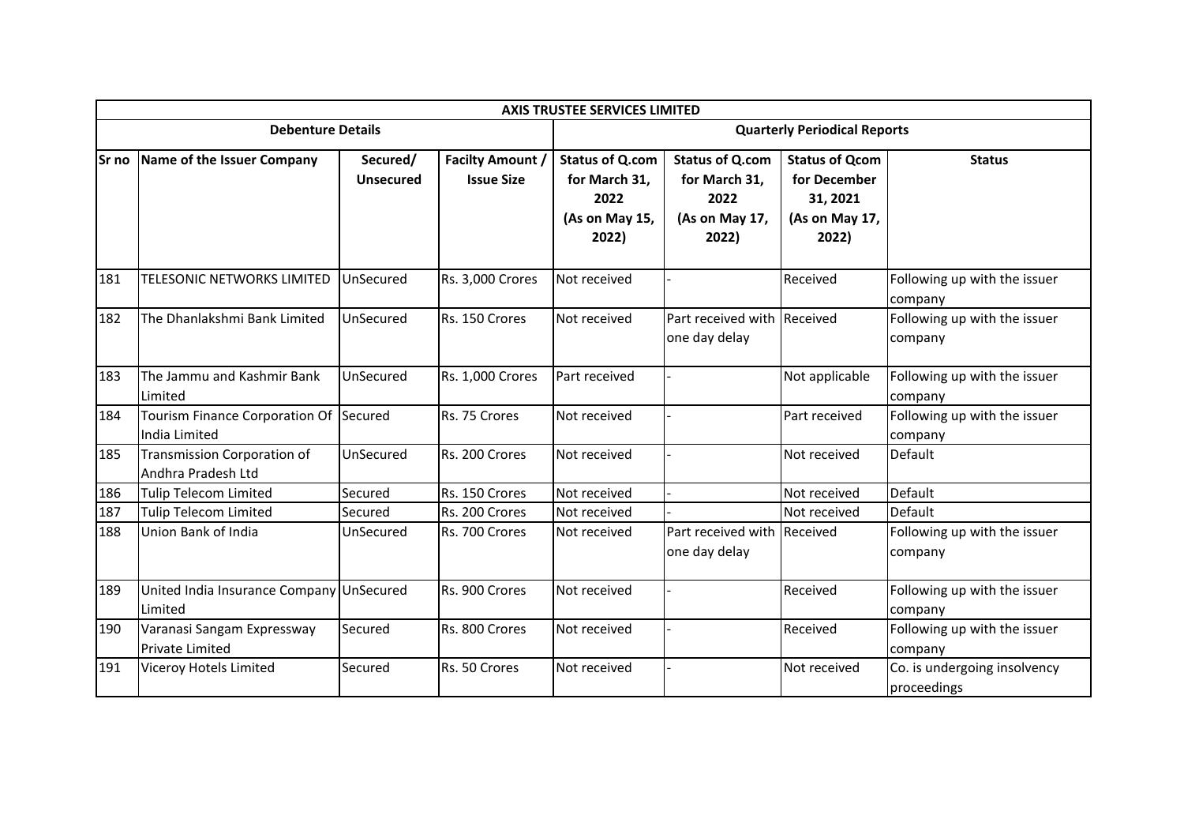| AXIS TRUSTEE SERVICES LIMITED | | | | | | | |
|---|---|---|---|---|---|---|---|
| Debenture Details | | | | Quarterly Periodical Reports | | | |
| Sr no | Name of the Issuer Company | Secured/ Unsecured | Facilty Amount / Issue Size | Status of Q.com for March 31, 2022 (As on May 15, 2022) | Status of Q.com for March 31, 2022 (As on May 17, 2022) | Status of Qcom for December 31, 2021 (As on May 17, 2022) | Status |
| 181 | TELESONIC NETWORKS LIMITED | UnSecured | Rs. 3,000 Crores | Not received | - | Received | Following up with the issuer company |
| 182 | The Dhanlakshmi Bank Limited | UnSecured | Rs. 150 Crores | Not received | Part received with one day delay | Received | Following up with the issuer company |
| 183 | The Jammu and Kashmir Bank Limited | UnSecured | Rs. 1,000 Crores | Part received | - | Not applicable | Following up with the issuer company |
| 184 | Tourism Finance Corporation Of India Limited | Secured | Rs. 75 Crores | Not received | - | Part received | Following up with the issuer company |
| 185 | Transmission Corporation of Andhra Pradesh Ltd | UnSecured | Rs. 200 Crores | Not received | - | Not received | Default |
| 186 | Tulip Telecom Limited | Secured | Rs. 150 Crores | Not received | - | Not received | Default |
| 187 | Tulip Telecom Limited | Secured | Rs. 200 Crores | Not received | - | Not received | Default |
| 188 | Union Bank of India | UnSecured | Rs. 700 Crores | Not received | Part received with one day delay | Received | Following up with the issuer company |
| 189 | United India Insurance Company Limited | UnSecured | Rs. 900 Crores | Not received | - | Received | Following up with the issuer company |
| 190 | Varanasi Sangam Expressway Private Limited | Secured | Rs. 800 Crores | Not received | - | Received | Following up with the issuer company |
| 191 | Viceroy Hotels Limited | Secured | Rs. 50 Crores | Not received | - | Not received | Co. is undergoing insolvency proceedings |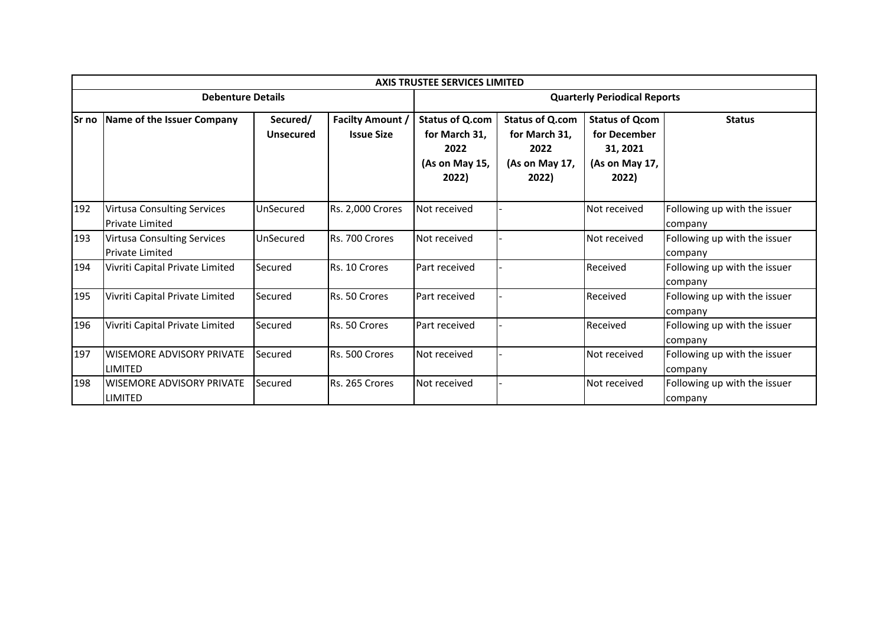| AXIS TRUSTEE SERVICES LIMITED | | | | | | | |
|---|---|---|---|---|---|---|---|
| Debenture Details | | | | Quarterly Periodical Reports | | | |
| Sr no | Name of the Issuer Company | Secured/ Unsecured | Facilty Amount / Issue Size | Status of Q.com for March 31, 2022 (As on May 15, 2022) | Status of Q.com for March 31, 2022 (As on May 17, 2022) | Status of Qcom for December 31, 2021 (As on May 17, 2022) | Status |
| 192 | Virtusa Consulting Services Private Limited | UnSecured | Rs. 2,000 Crores | Not received | - | Not received | Following up with the issuer company |
| 193 | Virtusa Consulting Services Private Limited | UnSecured | Rs. 700 Crores | Not received | - | Not received | Following up with the issuer company |
| 194 | Vivriti Capital Private Limited | Secured | Rs. 10 Crores | Part received | - | Received | Following up with the issuer company |
| 195 | Vivriti Capital Private Limited | Secured | Rs. 50 Crores | Part received | - | Received | Following up with the issuer company |
| 196 | Vivriti Capital Private Limited | Secured | Rs. 50 Crores | Part received | - | Received | Following up with the issuer company |
| 197 | WISEMORE ADVISORY PRIVATE LIMITED | Secured | Rs. 500 Crores | Not received | - | Not received | Following up with the issuer company |
| 198 | WISEMORE ADVISORY PRIVATE LIMITED | Secured | Rs. 265 Crores | Not received | - | Not received | Following up with the issuer company |